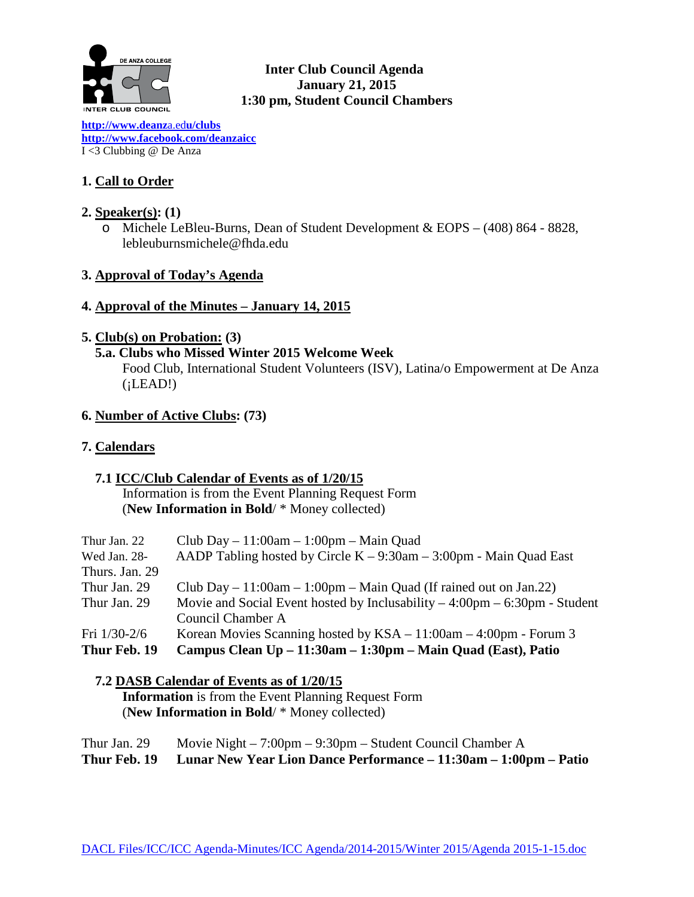**Inter Club Council Agenda**
**January 21, 2015**
**1:30 pm, Student Council Chambers**

[http://www.deanza.edu/clubs](http://www.deanza.edu/clubs)
[http://www.facebook.com/deanzaicc](http://www.facebook.com/deanzaicc)
I <3 Clubbing @ De Anza

## 1. Call to Order

## 2. Speaker(s): (1)

- Michele LeBleu-Burns, Dean of Student Development & EOPS – (408) 864 - 8828, lebleuburnsmichele@fhda.edu

## 3. Approval of Today's Agenda

## 4. Approval of the Minutes – January 14, 2015

## 5. Club(s) on Probation: (3)

### 5.a. Clubs who Missed Winter 2015 Welcome Week

Food Club, International Student Volunteers (ISV), Latina/o Empowerment at De Anza (¡LEAD!)

## 6. Number of Active Clubs: (73)

## 7. Calendars

### 7.1 ICC/Club Calendar of Events as of 1/20/15

Information is from the Event Planning Request Form
(**New Information in Bold**/ * Money collected)

| | |
|---|---|
| Thur Jan. 22 | Club Day – 11:00am – 1:00pm – Main Quad |
| Wed Jan. 28-Thurs. Jan. 29 | AADP Tabling hosted by Circle K – 9:30am – 3:00pm - Main Quad East |
| Thur Jan. 29 | Club Day – 11:00am – 1:00pm – Main Quad (If rained out on Jan.22) |
| Thur Jan. 29 | Movie and Social Event hosted by Inclusability – 4:00pm – 6:30pm - Student Council Chamber A |
| Fri 1/30-2/6 | Korean Movies Scanning hosted by KSA – 11:00am – 4:00pm - Forum 3 |
| **Thur Feb. 19** | **Campus Clean Up – 11:30am – 1:30pm – Main Quad (East), Patio** |

### 7.2 DASB Calendar of Events as of 1/20/15

**Information** is from the Event Planning Request Form
(**New Information in Bold**/ * Money collected)

| | |
|---|---|
| Thur Jan. 29 | Movie Night – 7:00pm – 9:30pm – Student Council Chamber A |
| **Thur Feb. 19** | **Lunar New Year Lion Dance Performance – 11:30am – 1:00pm – Patio** |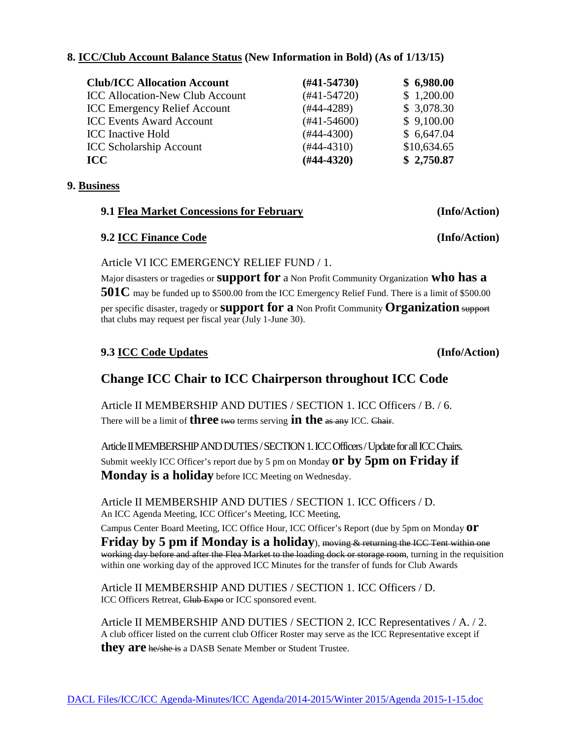**8. ICC/Club Account Balance Status (New Information in Bold) (As of 1/13/15)**

| | | |
|---|---|---|
| **Club/ICC Allocation Account** | **(#41-54730)** | **$ 6,980.00** |
| ICC Allocation-New Club Account | (#41-54720) | $ 1,200.00 |
| ICC Emergency Relief Account | (#44-4289) | $ 3,078.30 |
| ICC Events Award Account | (#41-54600) | $ 9,100.00 |
| ICC Inactive Hold | (#44-4300) | $ 6,647.04 |
| ICC Scholarship Account | (#44-4310) | $10,634.65 |
| **ICC** | **(#44-4320)** | **$ 2,750.87** |

**9. Business**

**9.1 Flea Market Concessions for February** **(Info/Action)**

**9.2 ICC Finance Code** **(Info/Action)**

Article VI ICC EMERGENCY RELIEF FUND / 1.

Major disasters or tragedies or **support for** a Non Profit Community Organization **who has a 501C** may be funded up to $500.00 from the ICC Emergency Relief Fund. There is a limit of $500.00 per specific disaster, tragedy or **support for a** Non Profit Community **Organization** ~~support~~ that clubs may request per fiscal year (July 1-June 30).

**9.3 ICC Code Updates** **(Info/Action)**

**Change ICC Chair to ICC Chairperson throughout ICC Code**

Article II MEMBERSHIP AND DUTIES / SECTION 1. ICC Officers / B. / 6.
There will be a limit of **three** ~~two~~ terms serving **in the** ~~as any~~ ICC. ~~Chair~~.

Article II MEMBERSHIP AND DUTIES / SECTION 1. ICC Officers / Update for all ICC Chairs.
Submit weekly ICC Officer's report due by 5 pm on Monday **or by 5pm on Friday if Monday is a holiday** before ICC Meeting on Wednesday.

Article II MEMBERSHIP AND DUTIES / SECTION 1. ICC Officers / D.
An ICC Agenda Meeting, ICC Officer's Meeting, ICC Meeting,
Campus Center Board Meeting, ICC Office Hour, ICC Officer's Report (due by 5pm on Monday **or Friday by 5 pm if Monday is a holiday**), ~~moving & returning the ICC Tent within one working day before and after the Flea Market to the loading dock or storage room~~, turning in the requisition within one working day of the approved ICC Minutes for the transfer of funds for Club Awards

Article II MEMBERSHIP AND DUTIES / SECTION 1. ICC Officers / D.
ICC Officers Retreat, ~~Club Expo~~ or ICC sponsored event.

Article II MEMBERSHIP AND DUTIES / SECTION 2. ICC Representatives / A. / 2.
A club officer listed on the current club Officer Roster may serve as the ICC Representative except if **they are** ~~he/she is~~ a DASB Senate Member or Student Trustee.

DACL Files/ICC/ICC Agenda-Minutes/ICC Agenda/2014-2015/Winter 2015/Agenda 2015-1-15.doc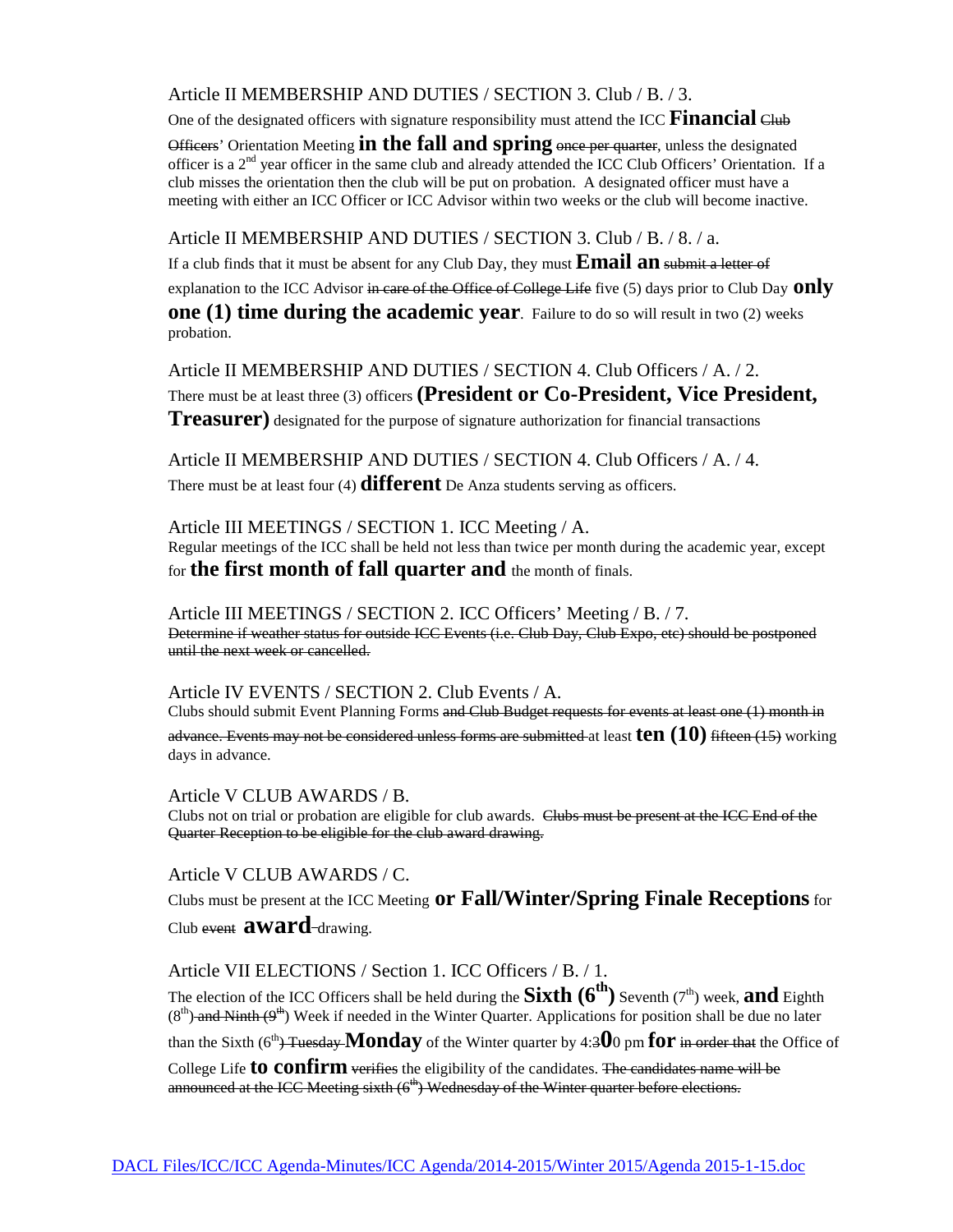Article II MEMBERSHIP AND DUTIES / SECTION 3. Club / B. / 3.

One of the designated officers with signature responsibility must attend the ICC **Financial** ~~Club Officers~~' Orientation Meeting **in the fall and spring** ~~once per quarter~~, unless the designated officer is a 2nd year officer in the same club and already attended the ICC Club Officers' Orientation. If a club misses the orientation then the club will be put on probation. A designated officer must have a meeting with either an ICC Officer or ICC Advisor within two weeks or the club will become inactive.

Article II MEMBERSHIP AND DUTIES / SECTION 3. Club / B. / 8. / a.

If a club finds that it must be absent for any Club Day, they must **Email an** ~~submit a letter of~~ explanation to the ICC Advisor ~~in care of the Office of College Life~~ five (5) days prior to Club Day **only one (1) time during the academic year**. Failure to do so will result in two (2) weeks probation.

Article II MEMBERSHIP AND DUTIES / SECTION 4. Club Officers / A. / 2.

There must be at least three (3) officers **(President or Co-President, Vice President, Treasurer)** designated for the purpose of signature authorization for financial transactions

Article II MEMBERSHIP AND DUTIES / SECTION 4. Club Officers / A. / 4.

There must be at least four (4) **different** De Anza students serving as officers.

Article III MEETINGS / SECTION 1. ICC Meeting / A.

Regular meetings of the ICC shall be held not less than twice per month during the academic year, except for **the first month of fall quarter and** the month of finals.

Article III MEETINGS / SECTION 2. ICC Officers' Meeting / B. / 7.

~~Determine if weather status for outside ICC Events (i.e. Club Day, Club Expo, etc) should be postponed until the next week or cancelled.~~

Article IV EVENTS / SECTION 2. Club Events / A.

Clubs should submit Event Planning Forms ~~and Club Budget requests for events at least one (1) month in advance. Events may not be considered unless forms are submitted~~ at least **ten (10)** ~~fifteen (15)~~ working days in advance.

Article V CLUB AWARDS / B.

Clubs not on trial or probation are eligible for club awards. ~~Clubs must be present at the ICC End of the Quarter Reception to be eligible for the club award drawing.~~

Article V CLUB AWARDS / C.

Clubs must be present at the ICC Meeting **or Fall/Winter/Spring Finale Receptions** for Club ~~event~~ **award** drawing.

Article VII ELECTIONS / Section 1. ICC Officers / B. / 1.

The election of the ICC Officers shall be held during the **Sixth (6th)** Seventh (7th) week, **and** Eighth (8th) ~~and Ninth (9th)~~ Week if needed in the Winter Quarter. Applications for position shall be due no later than the Sixth (6th) ~~Tuesday~~ **Monday** of the Winter quarter by 4:3**0**0 pm **for** ~~in order that~~ the Office of College Life **to confirm** ~~verifies~~ the eligibility of the candidates. ~~The candidates name will be announced at the ICC Meeting sixth (6th) Wednesday of the Winter quarter before elections.~~

DACL Files/ICC/ICC Agenda-Minutes/ICC Agenda/2014-2015/Winter 2015/Agenda 2015-1-15.doc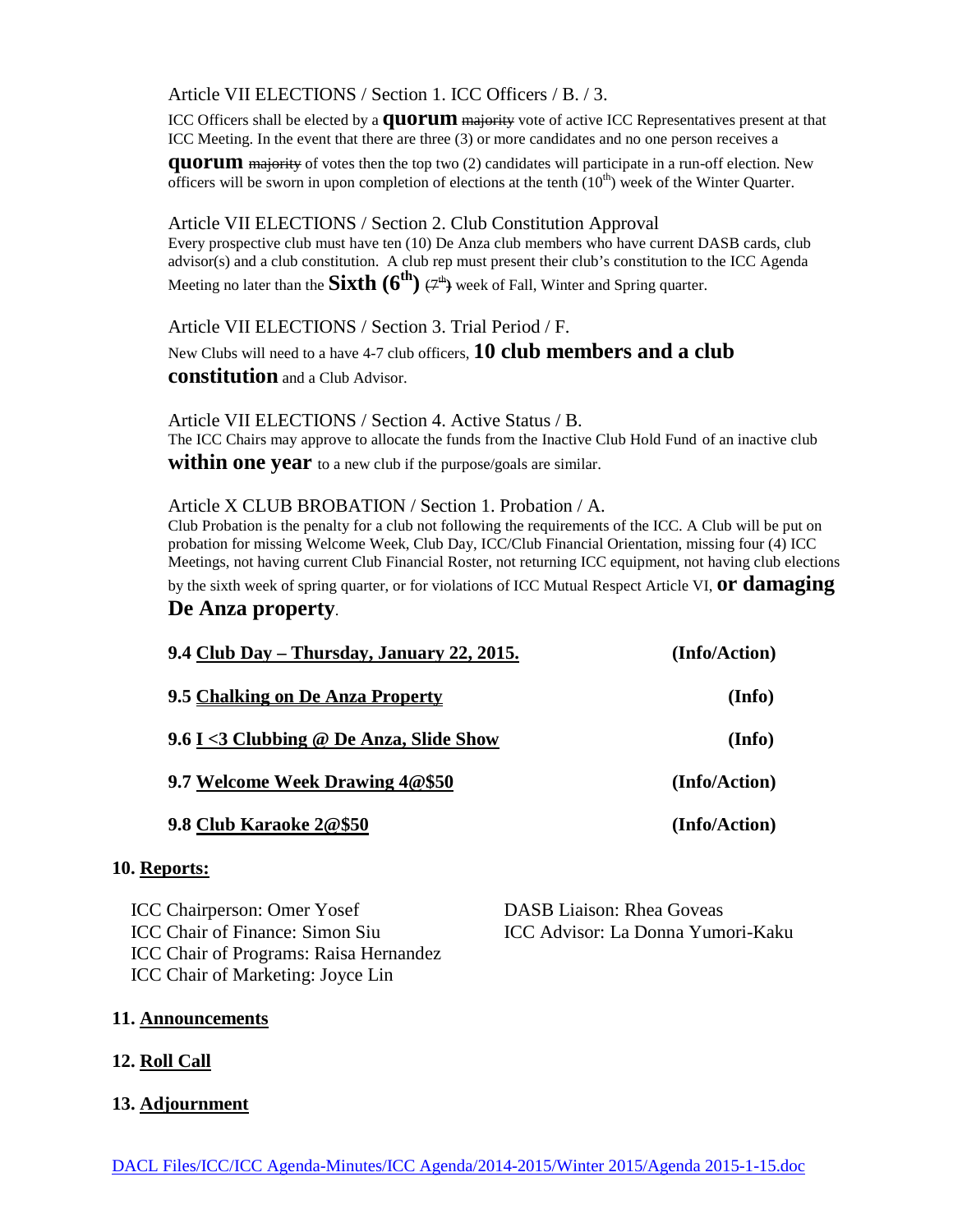Article VII ELECTIONS / Section 1. ICC Officers / B. / 3.

ICC Officers shall be elected by a **quorum** ~~majority~~ vote of active ICC Representatives present at that ICC Meeting. In the event that there are three (3) or more candidates and no one person receives a **quorum** ~~majority~~ of votes then the top two (2) candidates will participate in a run-off election. New officers will be sworn in upon completion of elections at the tenth (10th) week of the Winter Quarter.

Article VII ELECTIONS / Section 2. Club Constitution Approval

Every prospective club must have ten (10) De Anza club members who have current DASB cards, club advisor(s) and a club constitution. A club rep must present their club's constitution to the ICC Agenda Meeting no later than the **Sixth (6th)** ~~(7th)~~ week of Fall, Winter and Spring quarter.

Article VII ELECTIONS / Section 3. Trial Period / F.

New Clubs will need to a have 4-7 club officers, **10 club members and a club constitution** and a Club Advisor.

Article VII ELECTIONS / Section 4. Active Status / B.

The ICC Chairs may approve to allocate the funds from the Inactive Club Hold Fund of an inactive club **within one year** to a new club if the purpose/goals are similar.

Article X CLUB BROBATION / Section 1. Probation / A.

Club Probation is the penalty for a club not following the requirements of the ICC. A Club will be put on probation for missing Welcome Week, Club Day, ICC/Club Financial Orientation, missing four (4) ICC Meetings, not having current Club Financial Roster, not returning ICC equipment, not having club elections by the sixth week of spring quarter, or for violations of ICC Mutual Respect Article VI, **or damaging De Anza property**.

**9.4 Club Day – Thursday, January 22, 2015.** **(Info/Action)**

**9.5 Chalking on De Anza Property** **(Info)**

**9.6 I <3 Clubbing @ De Anza, Slide Show** **(Info)**

**9.7 Welcome Week Drawing 4@$50** **(Info/Action)**

**9.8 Club Karaoke 2@$50** **(Info/Action)**

**10. Reports:**

ICC Chairperson: Omer Yosef
ICC Chair of Finance: Simon Siu
ICC Chair of Programs: Raisa Hernandez
ICC Chair of Marketing: Joyce Lin
DASB Liaison: Rhea Goveas
ICC Advisor: La Donna Yumori-Kaku

**11. Announcements**

**12. Roll Call**

**13. Adjournment**

DACL Files/ICC/ICC Agenda-Minutes/ICC Agenda/2014-2015/Winter 2015/Agenda 2015-1-15.doc